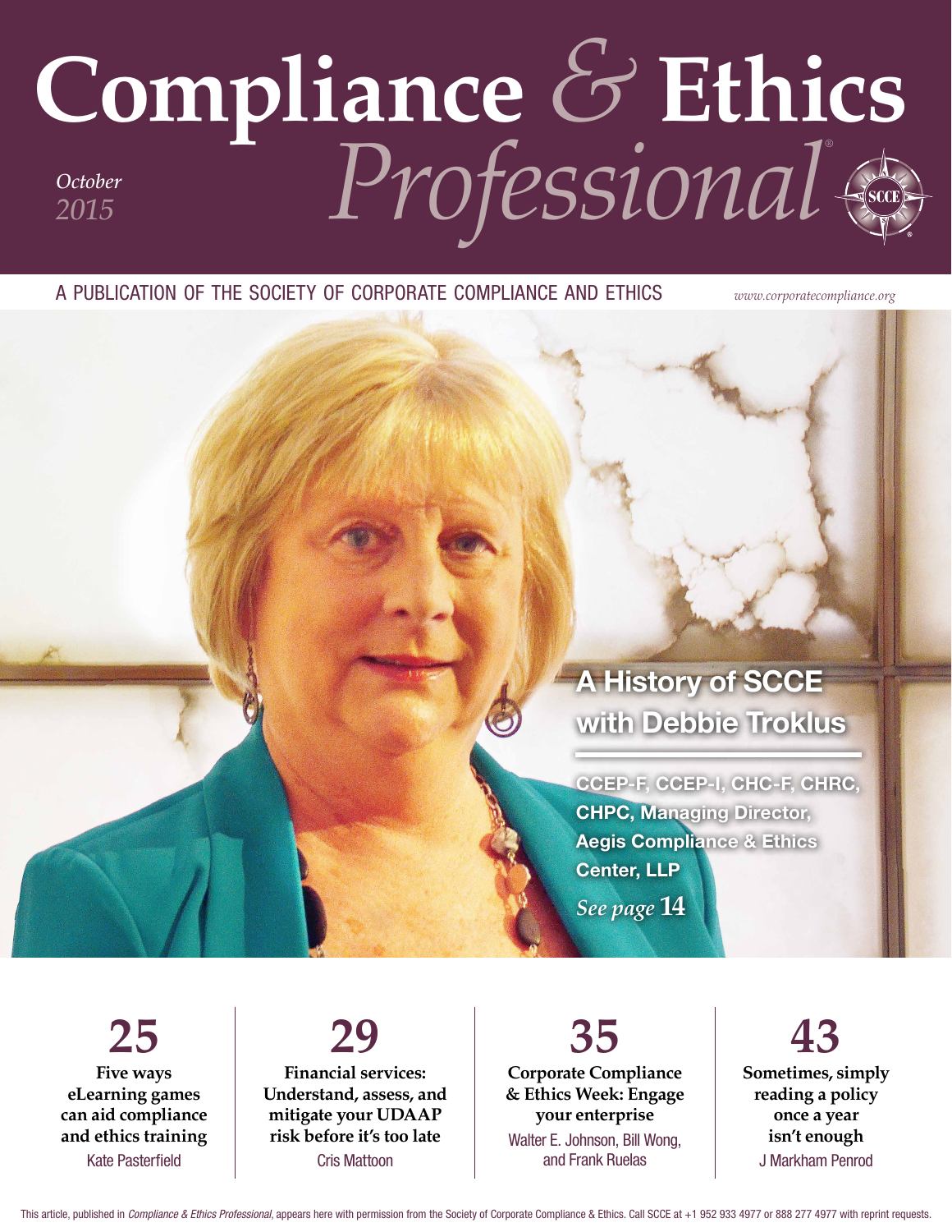# Compliance & Ethics Professional

*October 2015*

A PUBLICATION OF THE SOCIETY OF CORPORATE COMPLIANCE AND ETHICS

*www.corporatecompliance.org*

## A History of SCCE with Debbie Troklus

**CCEP-F, CCEP-I, CHC-F, CHRC, CHPC, Managing Director, Aegis Compliance & Ethics Center, LLP**

*See page* **14**

**25**
**Five ways eLearning games can aid compliance and ethics training**
Kate Pasterfield

**29**
**Financial services: Understand, assess, and mitigate your UDAAP risk before it's too late**
Cris Mattoon

**35**
**Corporate Compliance & Ethics Week: Engage your enterprise**
Walter E. Johnson, Bill Wong, and Frank Ruelas

**43**
**Sometimes, simply reading a policy once a year isn't enough**
J Markham Penrod

This article, published in *Compliance & Ethics Professional*, appears here with permission from the Society of Corporate Compliance & Ethics. Call SCCE at +1 952 933 4977 or 888 277 4977 with reprint requests.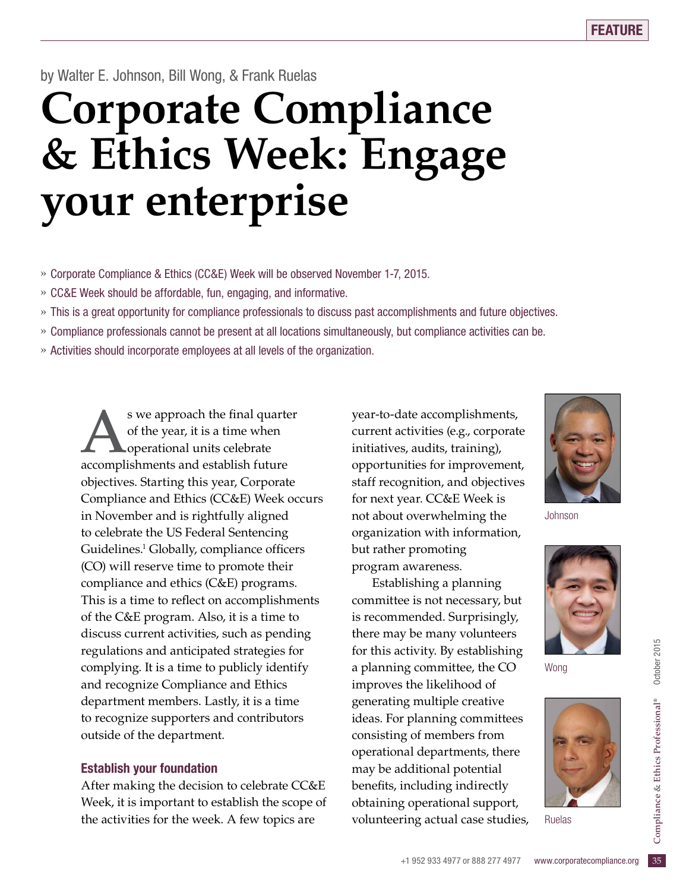by Walter E. Johnson, Bill Wong, & Frank Ruelas

# Corporate Compliance & Ethics Week: Engage your enterprise

- » Corporate Compliance & Ethics (CC&E) Week will be observed November 1-7, 2015.
- » CC&E Week should be affordable, fun, engaging, and informative.
- » This is a great opportunity for compliance professionals to discuss past accomplishments and future objectives.
- » Compliance professionals cannot be present at all locations simultaneously, but compliance activities can be.
- » Activities should incorporate employees at all levels of the organization.

As we approach the final quarter of the year, it is a time when operational units celebrate accomplishments and establish future objectives. Starting this year, Corporate Compliance and Ethics (CC&E) Week occurs in November and is rightfully aligned to celebrate the US Federal Sentencing Guidelines.[1] Globally, compliance officers (CO) will reserve time to promote their compliance and ethics (C&E) programs. This is a time to reflect on accomplishments of the C&E program. Also, it is a time to discuss current activities, such as pending regulations and anticipated strategies for complying. It is a time to publicly identify and recognize Compliance and Ethics department members. Lastly, it is a time to recognize supporters and contributors outside of the department.

### Establish your foundation

After making the decision to celebrate CC&E Week, it is important to establish the scope of the activities for the week. A few topics are year-to-date accomplishments, current activities (e.g., corporate initiatives, audits, training), opportunities for improvement, staff recognition, and objectives for next year. CC&E Week is not about overwhelming the organization with information, but rather promoting program awareness.

Establishing a planning committee is not necessary, but is recommended. Surprisingly, there may be many volunteers for this activity. By establishing a planning committee, the CO improves the likelihood of generating multiple creative ideas. For planning committees consisting of members from operational departments, there may be additional potential benefits, including indirectly obtaining operational support, volunteering actual case studies,

Johnson

Wong

Ruelas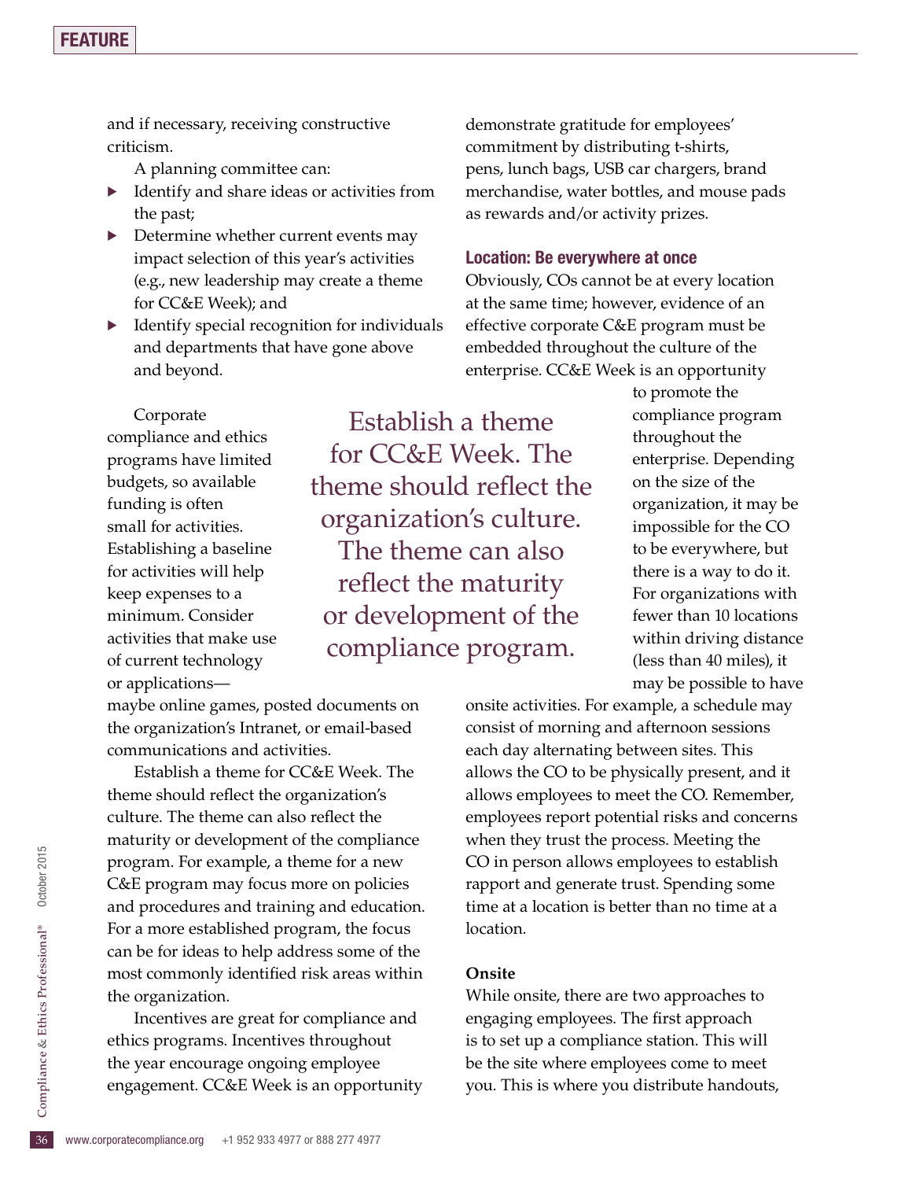and if necessary, receiving constructive criticism.

A planning committee can:

- Identify and share ideas or activities from the past;
- Determine whether current events may impact selection of this year's activities (e.g., new leadership may create a theme for CC&E Week); and
- Identify special recognition for individuals and departments that have gone above and beyond.

Corporate compliance and ethics programs have limited budgets, so available funding is often small for activities. Establishing a baseline for activities will help keep expenses to a minimum. Consider activities that make use of current technology or applications—maybe online games, posted documents on the organization's Intranet, or email-based communications and activities.

> Establish a theme for CC&E Week. The theme should reflect the organization's culture. The theme can also reflect the maturity or development of the compliance program.

Establish a theme for CC&E Week. The theme should reflect the organization's culture. The theme can also reflect the maturity or development of the compliance program. For example, a theme for a new C&E program may focus more on policies and procedures and training and education. For a more established program, the focus can be for ideas to help address some of the most commonly identified risk areas within the organization.

Incentives are great for compliance and ethics programs. Incentives throughout the year encourage ongoing employee engagement. CC&E Week is an opportunity demonstrate gratitude for employees' commitment by distributing t-shirts, pens, lunch bags, USB car chargers, brand merchandise, water bottles, and mouse pads as rewards and/or activity prizes.

### Location: Be everywhere at once

Obviously, COs cannot be at every location at the same time; however, evidence of an effective corporate C&E program must be embedded throughout the culture of the enterprise. CC&E Week is an opportunity to promote the compliance program throughout the enterprise. Depending on the size of the organization, it may be impossible for the CO to be everywhere, but there is a way to do it. For organizations with fewer than 10 locations within driving distance (less than 40 miles), it may be possible to have onsite activities. For example, a schedule may consist of morning and afternoon sessions each day alternating between sites. This allows the CO to be physically present, and it allows employees to meet the CO. Remember, employees report potential risks and concerns when they trust the process. Meeting the CO in person allows employees to establish rapport and generate trust. Spending some time at a location is better than no time at a location.

#### Onsite

While onsite, there are two approaches to engaging employees. The first approach is to set up a compliance station. This will be the site where employees come to meet you. This is where you distribute handouts,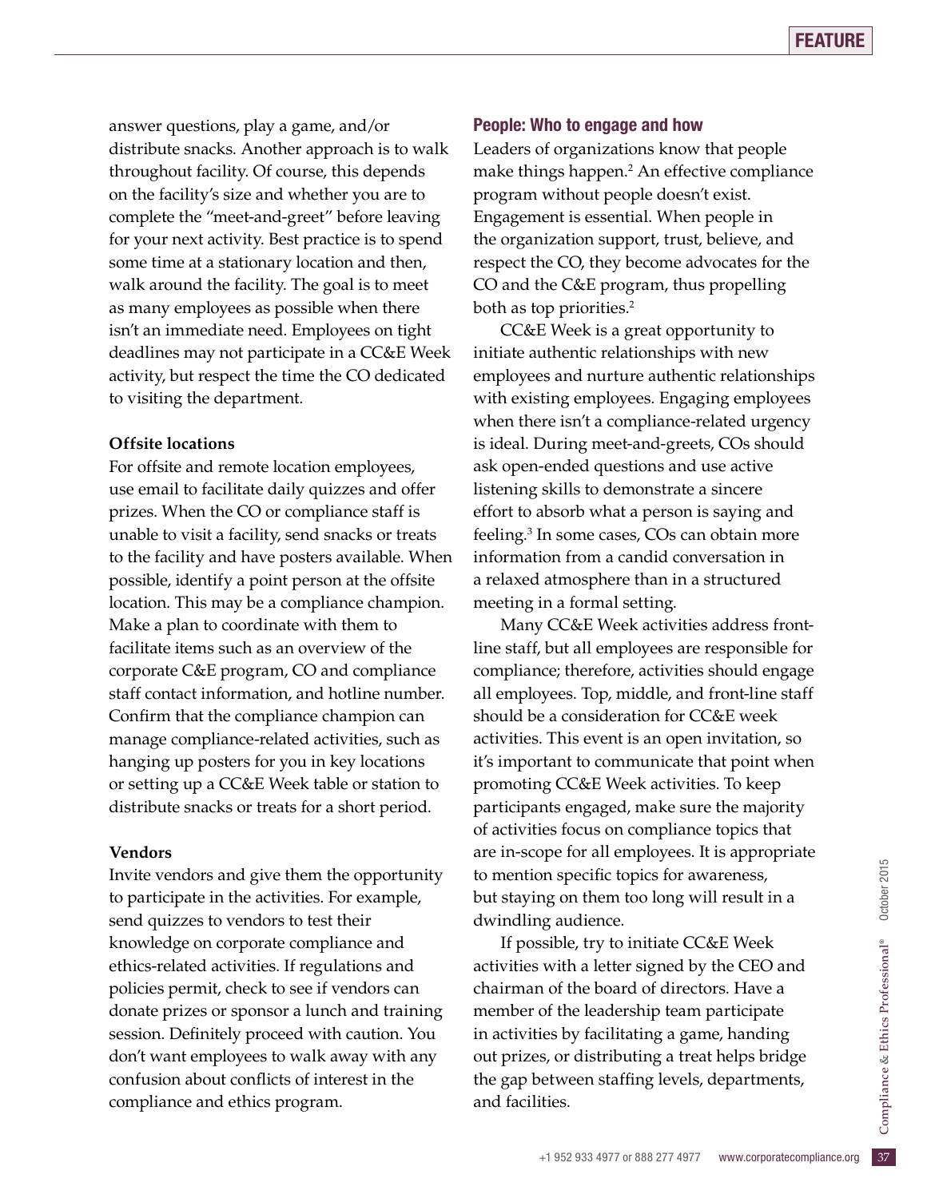answer questions, play a game, and/or distribute snacks. Another approach is to walk throughout facility. Of course, this depends on the facility's size and whether you are to complete the "meet-and-greet" before leaving for your next activity. Best practice is to spend some time at a stationary location and then, walk around the facility. The goal is to meet as many employees as possible when there isn't an immediate need. Employees on tight deadlines may not participate in a CC&E Week activity, but respect the time the CO dedicated to visiting the department.

**Offsite locations**

For offsite and remote location employees, use email to facilitate daily quizzes and offer prizes. When the CO or compliance staff is unable to visit a facility, send snacks or treats to the facility and have posters available. When possible, identify a point person at the offsite location. This may be a compliance champion. Make a plan to coordinate with them to facilitate items such as an overview of the corporate C&E program, CO and compliance staff contact information, and hotline number. Confirm that the compliance champion can manage compliance-related activities, such as hanging up posters for you in key locations or setting up a CC&E Week table or station to distribute snacks or treats for a short period.

**Vendors**

Invite vendors and give them the opportunity to participate in the activities. For example, send quizzes to vendors to test their knowledge on corporate compliance and ethics-related activities. If regulations and policies permit, check to see if vendors can donate prizes or sponsor a lunch and training session. Definitely proceed with caution. You don't want employees to walk away with any confusion about conflicts of interest in the compliance and ethics program.

## People: Who to engage and how

Leaders of organizations know that people make things happen.[2] An effective compliance program without people doesn't exist. Engagement is essential. When people in the organization support, trust, believe, and respect the CO, they become advocates for the CO and the C&E program, thus propelling both as top priorities.[2]

CC&E Week is a great opportunity to initiate authentic relationships with new employees and nurture authentic relationships with existing employees. Engaging employees when there isn't a compliance-related urgency is ideal. During meet-and-greets, COs should ask open-ended questions and use active listening skills to demonstrate a sincere effort to absorb what a person is saying and feeling.[3] In some cases, COs can obtain more information from a candid conversation in a relaxed atmosphere than in a structured meeting in a formal setting.

Many CC&E Week activities address front-line staff, but all employees are responsible for compliance; therefore, activities should engage all employees. Top, middle, and front-line staff should be a consideration for CC&E week activities. This event is an open invitation, so it's important to communicate that point when promoting CC&E Week activities. To keep participants engaged, make sure the majority of activities focus on compliance topics that are in-scope for all employees. It is appropriate to mention specific topics for awareness, but staying on them too long will result in a dwindling audience.

If possible, try to initiate CC&E Week activities with a letter signed by the CEO and chairman of the board of directors. Have a member of the leadership team participate in activities by facilitating a game, handing out prizes, or distributing a treat helps bridge the gap between staffing levels, departments, and facilities.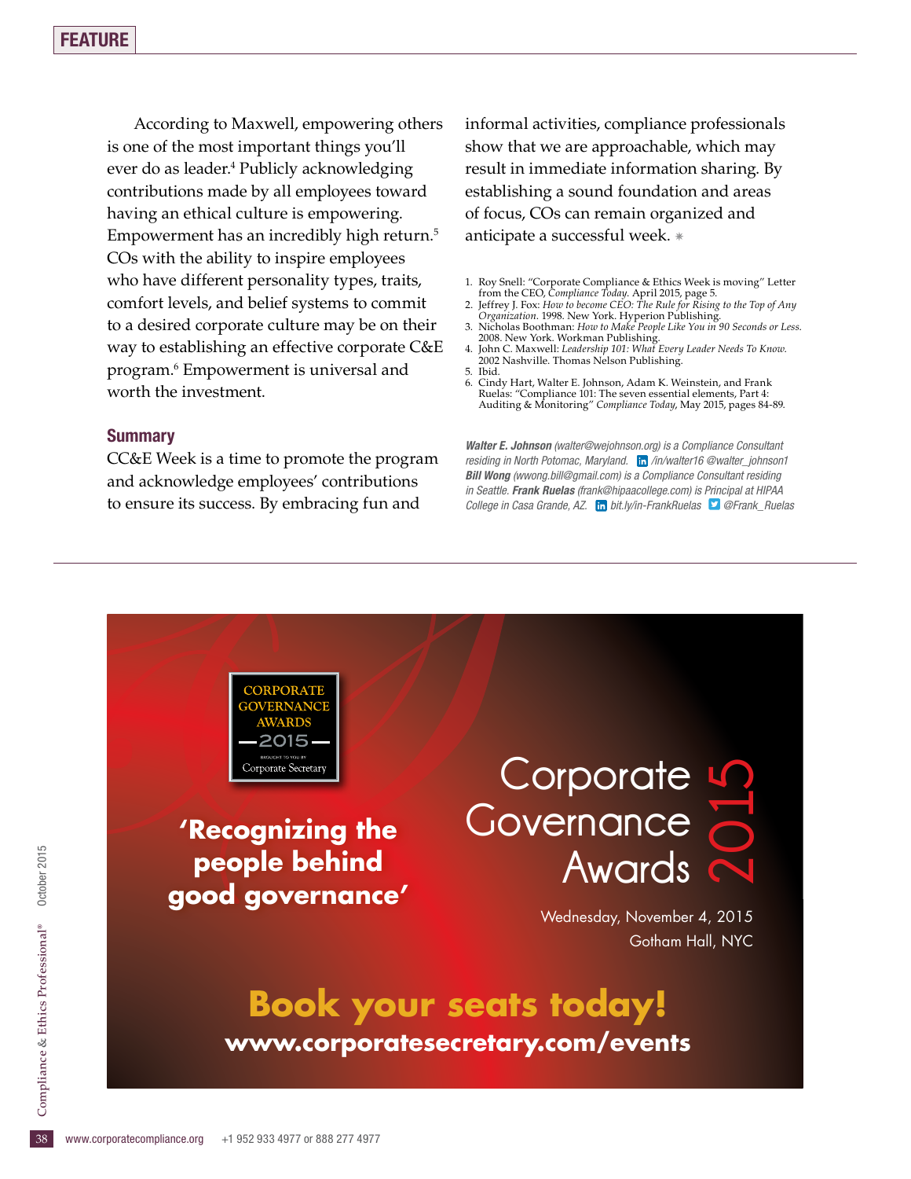According to Maxwell, empowering others is one of the most important things you'll ever do as leader.[4] Publicly acknowledging contributions made by all employees toward having an ethical culture is empowering. Empowerment has an incredibly high return.[5] COs with the ability to inspire employees who have different personality types, traits, comfort levels, and belief systems to commit to a desired corporate culture may be on their way to establishing an effective corporate C&E program.[6] Empowerment is universal and worth the investment.

## Summary

CC&E Week is a time to promote the program and acknowledge employees' contributions to ensure its success. By embracing fun and informal activities, compliance professionals show that we are approachable, which may result in immediate information sharing. By establishing a sound foundation and areas of focus, COs can remain organized and anticipate a successful week. ✷

1. Roy Snell: "Corporate Compliance & Ethics Week is moving" Letter from the CEO, *Compliance Today*. April 2015, page 5.
2. Jeffrey J. Fox: *How to become CEO: The Rule for Rising to the Top of Any Organization*. 1998. New York. Hyperion Publishing.
3. Nicholas Boothman: *How to Make People Like You in 90 Seconds or Less*. 2008. New York. Workman Publishing.
4. John C. Maxwell: *Leadership 101: What Every Leader Needs To Know*. 2002 Nashville. Thomas Nelson Publishing.
5. Ibid.
6. Cindy Hart, Walter E. Johnson, Adam K. Weinstein, and Frank Ruelas: "Compliance 101: The seven essential elements, Part 4: Auditing & Monitoring" *Compliance Today*, May 2015, pages 84-89.

***Walter E. Johnson*** *(walter@wejohnson.org) is a Compliance Consultant residing in North Potomac, Maryland. /in/walter16 @walter_johnson1* ***Bill Wong*** *(wwong.bill@gmail.com) is a Compliance Consultant residing in Seattle.* ***Frank Ruelas*** *(frank@hipaacollege.com) is Principal at HIPAA College in Casa Grande, AZ. bit.ly/in-FrankRuelas @Frank_Ruelas*

CORPORATE GOVERNANCE AWARDS 2015

Corporate Secretary

'Recognizing the people behind good governance'

Corporate Governance Awards 2015

Wednesday, November 4, 2015
Gotham Hall, NYC

**Book your seats today!**

**www.corporatesecretary.com/events**